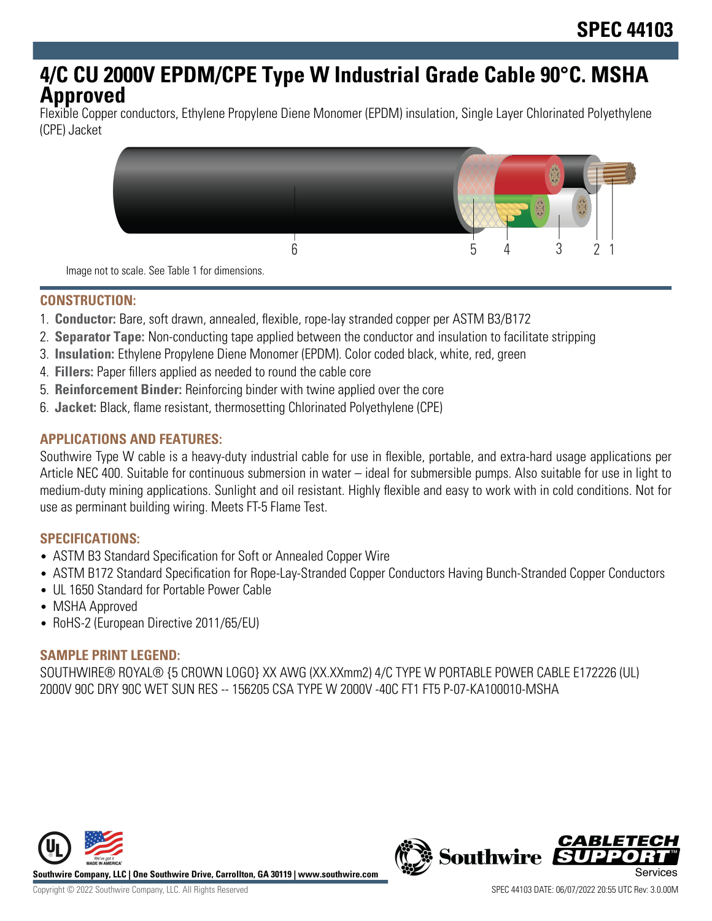# SPEC 44103

## 4/C CU 2000V EPDM/CPE Type W Industrial Grade Cable 90°C. MSHA Approved

Flexible Copper conductors, Ethylene Propylene Diene Monomer (EPDM) insulation, Single Layer Chlorinated Polyethylene (CPE) Jacket

6 5 4 3 2 1

Image not to scale. See Table 1 for dimensions.

### CONSTRUCTION:

1. **Conductor:** Bare, soft drawn, annealed, flexible, rope-lay stranded copper per ASTM B3/B172
2. **Separator Tape:** Non-conducting tape applied between the conductor and insulation to facilitate stripping
3. **Insulation:** Ethylene Propylene Diene Monomer (EPDM). Color coded black, white, red, green
4. **Fillers:** Paper fillers applied as needed to round the cable core
5. **Reinforcement Binder:** Reinforcing binder with twine applied over the core
6. **Jacket:** Black, flame resistant, thermosetting Chlorinated Polyethylene (CPE)

### APPLICATIONS AND FEATURES:

Southwire Type W cable is a heavy-duty industrial cable for use in flexible, portable, and extra-hard usage applications per Article NEC 400. Suitable for continuous submersion in water – ideal for submersible pumps. Also suitable for use in light to medium-duty mining applications. Sunlight and oil resistant. Highly flexible and easy to work with in cold conditions. Not for use as perminant building wiring. Meets FT-5 Flame Test.

### SPECIFICATIONS:

- ASTM B3 Standard Specification for Soft or Annealed Copper Wire
- ASTM B172 Standard Specification for Rope-Lay-Stranded Copper Conductors Having Bunch-Stranded Copper Conductors
- UL 1650 Standard for Portable Power Cable
- MSHA Approved
- RoHS-2 (European Directive 2011/65/EU)

### SAMPLE PRINT LEGEND:

SOUTHWIRE® ROYAL® {5 CROWN LOGO} XX AWG (XX.XXmm2) 4/C TYPE W PORTABLE POWER CABLE E172226 (UL) 2000V 90C DRY 90C WET SUN RES -- 156205 CSA TYPE W 2000V -40C FT1 FT5 P-07-KA100010-MSHA

Southwire Company, LLC | One Southwire Drive, Carrollton, GA 30119 | www.southwire.com

Copyright © 2022 Southwire Company, LLC. All Rights Reserved

SPEC 44103 DATE: 06/07/2022 20:55 UTC Rev: 3.0.00M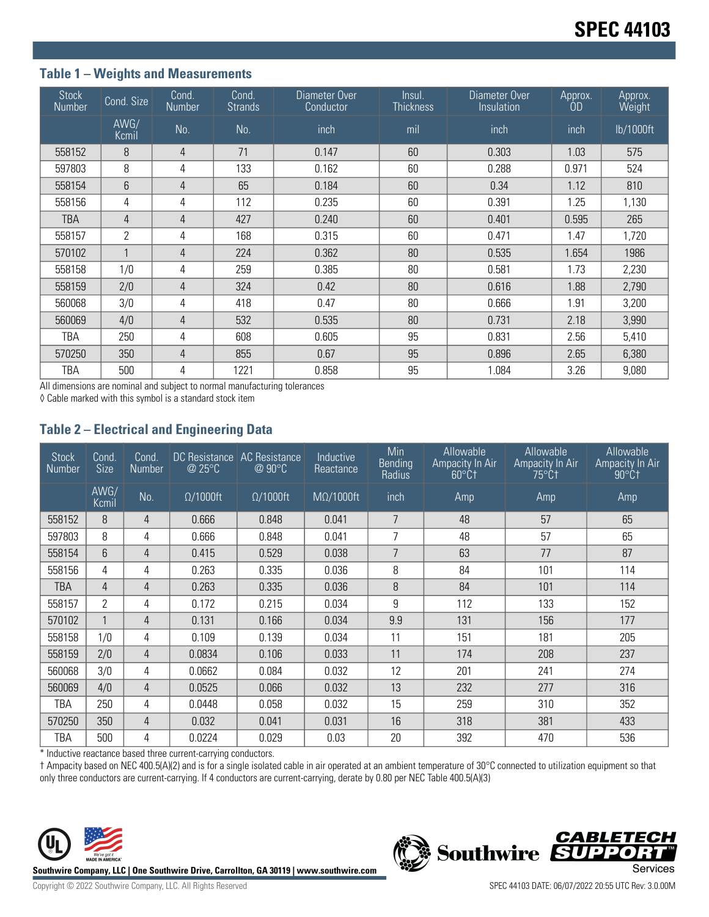# SPEC 44103

## Table 1 – Weights and Measurements

| Stock Number | Cond. Size | Cond. Number | Cond. Strands | Diameter Over Conductor | Insul. Thickness | Diameter Over Insulation | Approx. OD | Approx. Weight |
|---|---|---|---|---|---|---|---|---|
| | AWG/ Kcmil | No. | No. | inch | mil | inch | inch | lb/1000ft |
| 558152 | 8 | 4 | 71 | 0.147 | 60 | 0.303 | 1.03 | 575 |
| 597803 | 8 | 4 | 133 | 0.162 | 60 | 0.288 | 0.971 | 524 |
| 558154 | 6 | 4 | 65 | 0.184 | 60 | 0.34 | 1.12 | 810 |
| 558156 | 4 | 4 | 112 | 0.235 | 60 | 0.391 | 1.25 | 1,130 |
| TBA | 4 | 4 | 427 | 0.240 | 60 | 0.401 | 0.595 | 265 |
| 558157 | 2 | 4 | 168 | 0.315 | 60 | 0.471 | 1.47 | 1,720 |
| 570102 | 1 | 4 | 224 | 0.362 | 80 | 0.535 | 1.654 | 1986 |
| 558158 | 1/0 | 4 | 259 | 0.385 | 80 | 0.581 | 1.73 | 2,230 |
| 558159 | 2/0 | 4 | 324 | 0.42 | 80 | 0.616 | 1.88 | 2,790 |
| 560068 | 3/0 | 4 | 418 | 0.47 | 80 | 0.666 | 1.91 | 3,200 |
| 560069 | 4/0 | 4 | 532 | 0.535 | 80 | 0.731 | 2.18 | 3,990 |
| TBA | 250 | 4 | 608 | 0.605 | 95 | 0.831 | 2.56 | 5,410 |
| 570250 | 350 | 4 | 855 | 0.67 | 95 | 0.896 | 2.65 | 6,380 |
| TBA | 500 | 4 | 1221 | 0.858 | 95 | 1.084 | 3.26 | 9,080 |

All dimensions are nominal and subject to normal manufacturing tolerances

◊ Cable marked with this symbol is a standard stock item

## Table 2 – Electrical and Engineering Data

| Stock Number | Cond. Size | Cond. Number | DC Resistance @ 25°C | AC Resistance @ 90°C | Inductive Reactance | Min Bending Radius | Allowable Ampacity In Air 60°C† | Allowable Ampacity In Air 75°C† | Allowable Ampacity In Air 90°C† |
|---|---|---|---|---|---|---|---|---|---|
| | AWG/ Kcmil | No. | Ω/1000ft | Ω/1000ft | MΩ/1000ft | inch | Amp | Amp | Amp |
| 558152 | 8 | 4 | 0.666 | 0.848 | 0.041 | 7 | 48 | 57 | 65 |
| 597803 | 8 | 4 | 0.666 | 0.848 | 0.041 | 7 | 48 | 57 | 65 |
| 558154 | 6 | 4 | 0.415 | 0.529 | 0.038 | 7 | 63 | 77 | 87 |
| 558156 | 4 | 4 | 0.263 | 0.335 | 0.036 | 8 | 84 | 101 | 114 |
| TBA | 4 | 4 | 0.263 | 0.335 | 0.036 | 8 | 84 | 101 | 114 |
| 558157 | 2 | 4 | 0.172 | 0.215 | 0.034 | 9 | 112 | 133 | 152 |
| 570102 | 1 | 4 | 0.131 | 0.166 | 0.034 | 9.9 | 131 | 156 | 177 |
| 558158 | 1/0 | 4 | 0.109 | 0.139 | 0.034 | 11 | 151 | 181 | 205 |
| 558159 | 2/0 | 4 | 0.0834 | 0.106 | 0.033 | 11 | 174 | 208 | 237 |
| 560068 | 3/0 | 4 | 0.0662 | 0.084 | 0.032 | 12 | 201 | 241 | 274 |
| 560069 | 4/0 | 4 | 0.0525 | 0.066 | 0.032 | 13 | 232 | 277 | 316 |
| TBA | 250 | 4 | 0.0448 | 0.058 | 0.032 | 15 | 259 | 310 | 352 |
| 570250 | 350 | 4 | 0.032 | 0.041 | 0.031 | 16 | 318 | 381 | 433 |
| TBA | 500 | 4 | 0.0224 | 0.029 | 0.03 | 20 | 392 | 470 | 536 |

* Inductive reactance based three current-carrying conductors.

† Ampacity based on NEC 400.5(A)(2) and is for a single isolated cable in air operated at an ambient temperature of 30°C connected to utilization equipment so that only three conductors are current-carrying. If 4 conductors are current-carrying, derate by 0.80 per NEC Table 400.5(A)(3)

Southwire Company, LLC | One Southwire Drive, Carrollton, GA 30119 | www.southwire.com

Copyright © 2022 Southwire Company, LLC. All Rights Reserved

SPEC 44103 DATE: 06/07/2022 20:55 UTC Rev: 3.0.00M